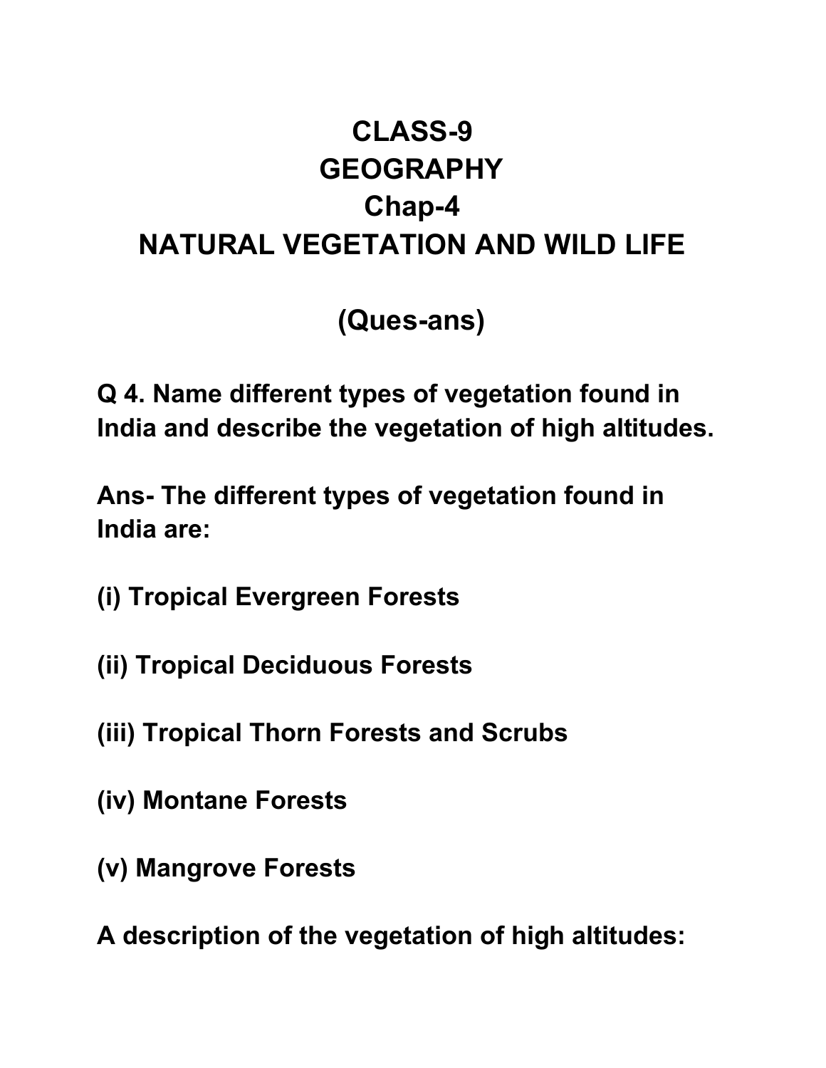# CLASS-9
# GEOGRAPHY
# Chap-4
# NATURAL VEGETATION AND WILD LIFE

## (Ques-ans)

**Q 4. Name different types of vegetation found in India and describe the vegetation of high altitudes.**

**Ans- The different types of vegetation found in India are:**

**(i) Tropical Evergreen Forests**

**(ii) Tropical Deciduous Forests**

**(iii) Tropical Thorn Forests and Scrubs**

**(iv) Montane Forests**

**(v) Mangrove Forests**

**A description of the vegetation of high altitudes:**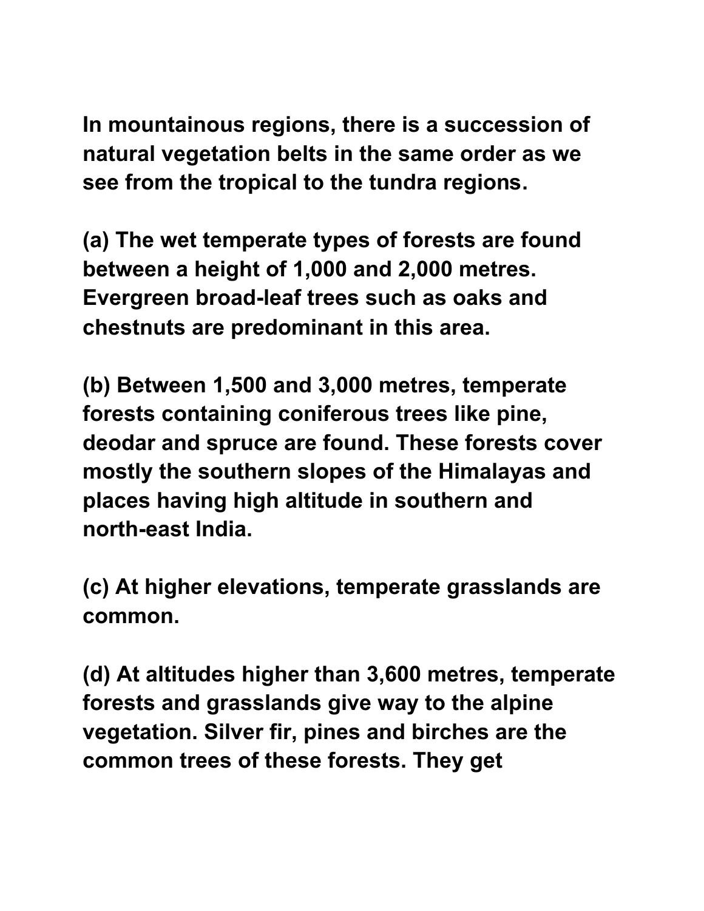**In mountainous regions, there is a succession of natural vegetation belts in the same order as we see from the tropical to the tundra regions.**

**(a) The wet temperate types of forests are found between a height of 1,000 and 2,000 metres. Evergreen broad-leaf trees such as oaks and chestnuts are predominant in this area.**

**(b) Between 1,500 and 3,000 metres, temperate forests containing coniferous trees like pine, deodar and spruce are found. These forests cover mostly the southern slopes of the Himalayas and places having high altitude in southern and north-east India.**

**(c) At higher elevations, temperate grasslands are common.**

**(d) At altitudes higher than 3,600 metres, temperate forests and grasslands give way to the alpine vegetation. Silver fir, pines and birches are the common trees of these forests. They get**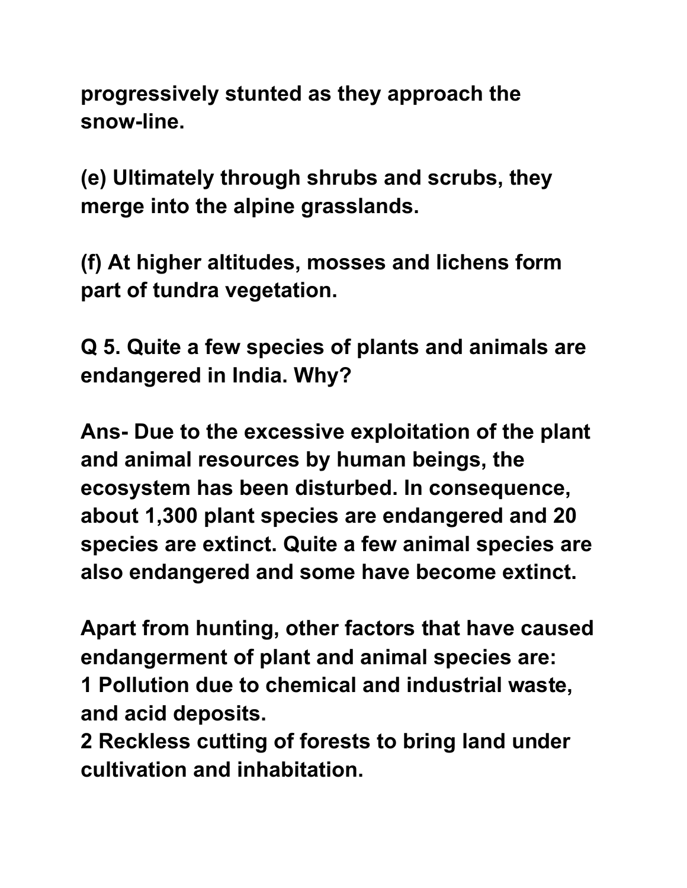**progressively stunted as they approach the snow-line.**

**(e) Ultimately through shrubs and scrubs, they merge into the alpine grasslands.**

**(f) At higher altitudes, mosses and lichens form part of tundra vegetation.**

**Q 5. Quite a few species of plants and animals are endangered in India. Why?**

**Ans- Due to the excessive exploitation of the plant and animal resources by human beings, the ecosystem has been disturbed. In consequence, about 1,300 plant species are endangered and 20 species are extinct. Quite a few animal species are also endangered and some have become extinct.**

**Apart from hunting, other factors that have caused endangerment of plant and animal species are:**
**1 Pollution due to chemical and industrial waste, and acid deposits.**
**2 Reckless cutting of forests to bring land under cultivation and inhabitation.**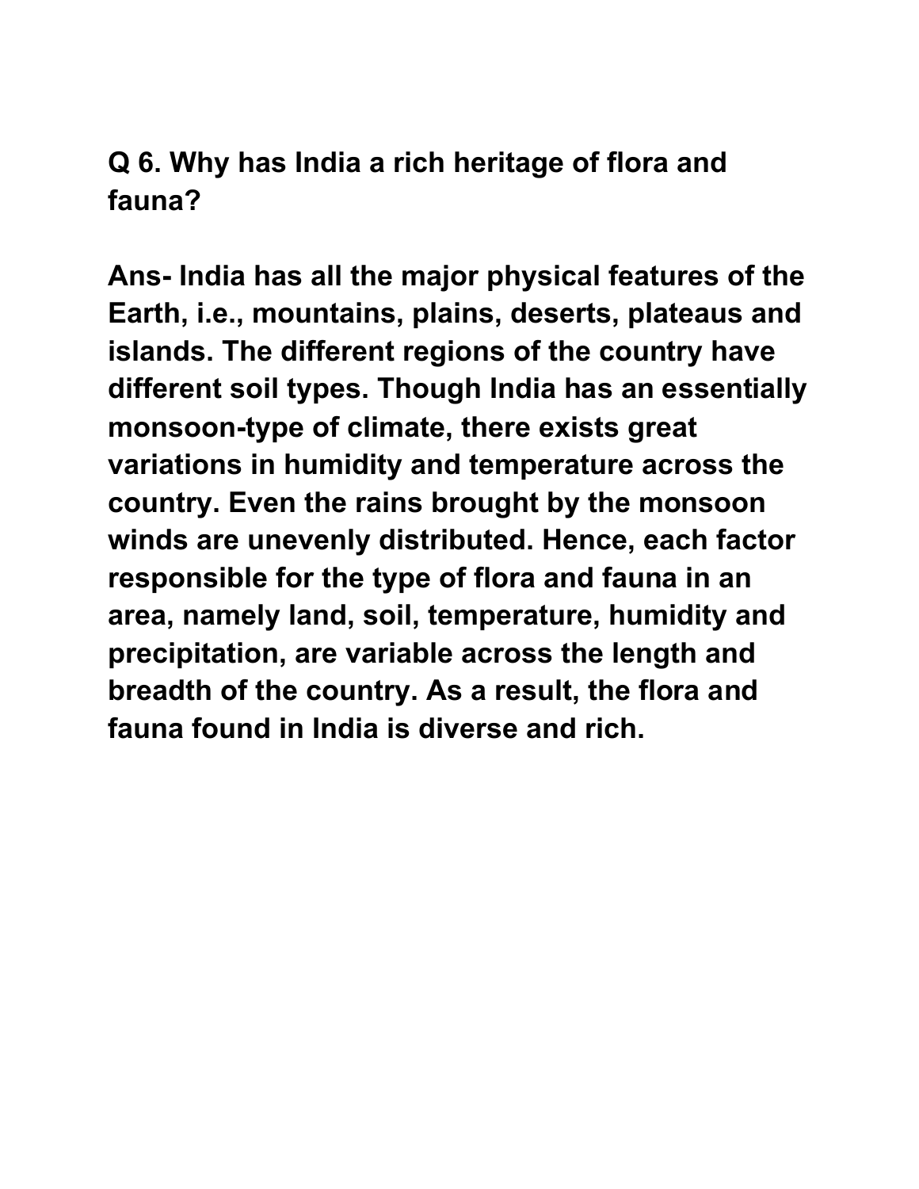**Q 6. Why has India a rich heritage of flora and fauna?**

**Ans- India has all the major physical features of the Earth, i.e., mountains, plains, deserts, plateaus and islands. The different regions of the country have different soil types. Though India has an essentially monsoon-type of climate, there exists great variations in humidity and temperature across the country. Even the rains brought by the monsoon winds are unevenly distributed. Hence, each factor responsible for the type of flora and fauna in an area, namely land, soil, temperature, humidity and precipitation, are variable across the length and breadth of the country. As a result, the flora and fauna found in India is diverse and rich.**